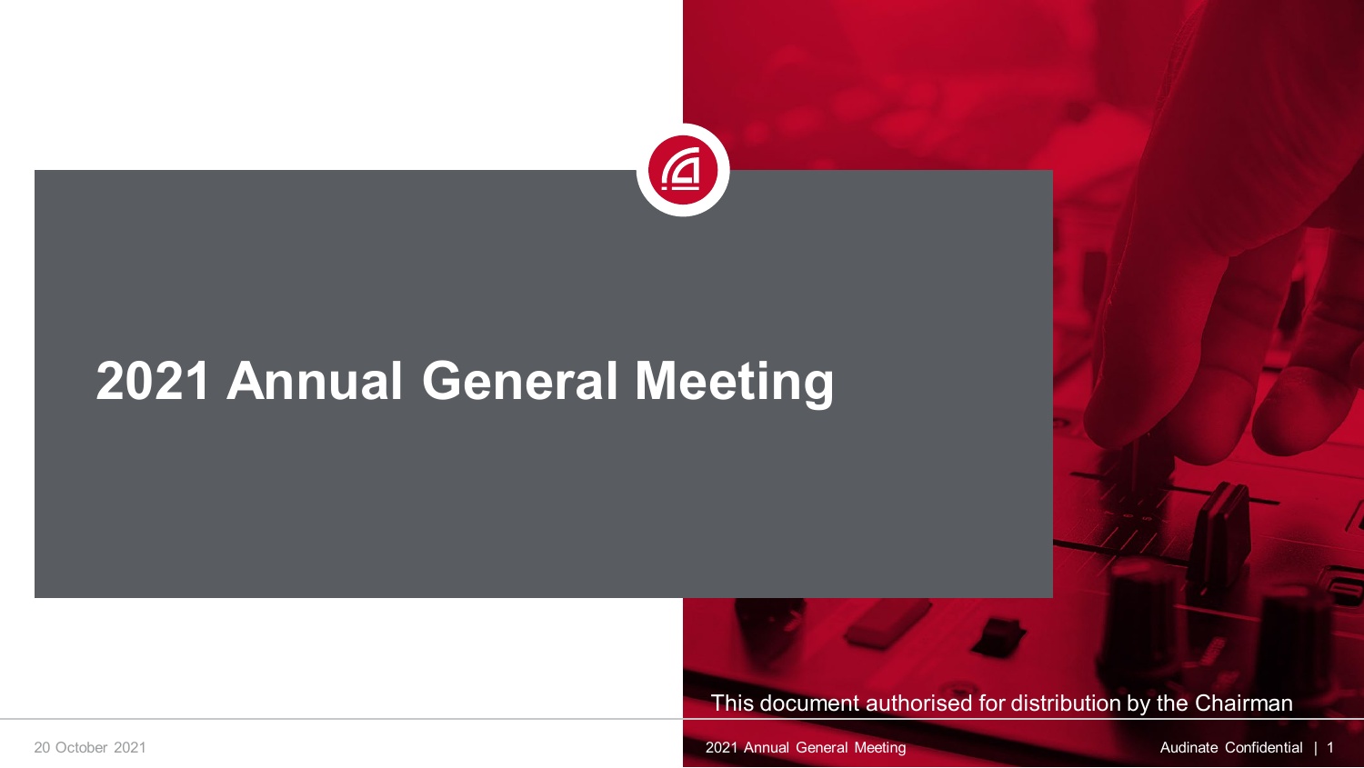# 2021 Annual General Meeting

This document authorised for distribution by the Chairman

20 October 2021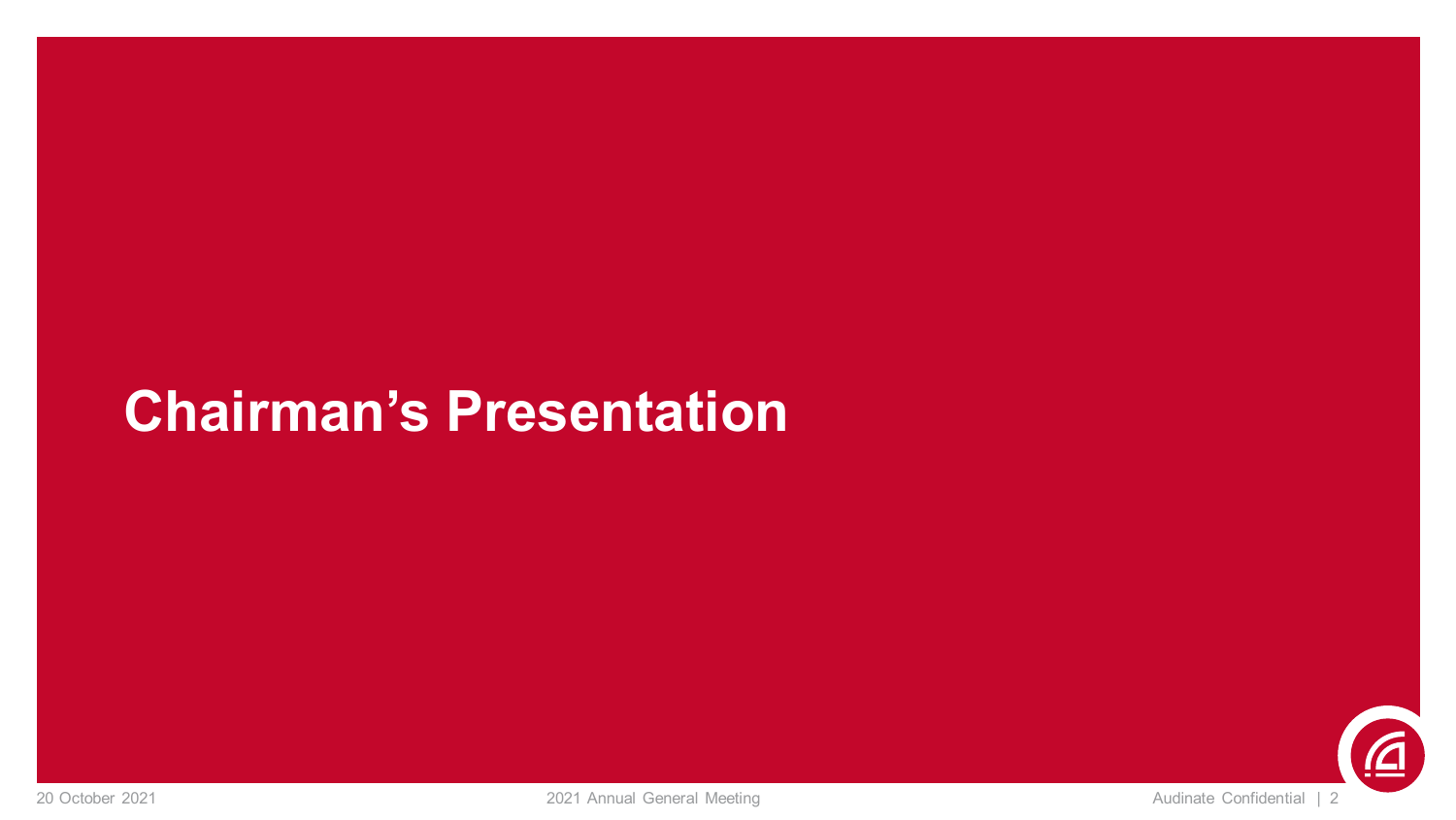# Chairman’s Presentation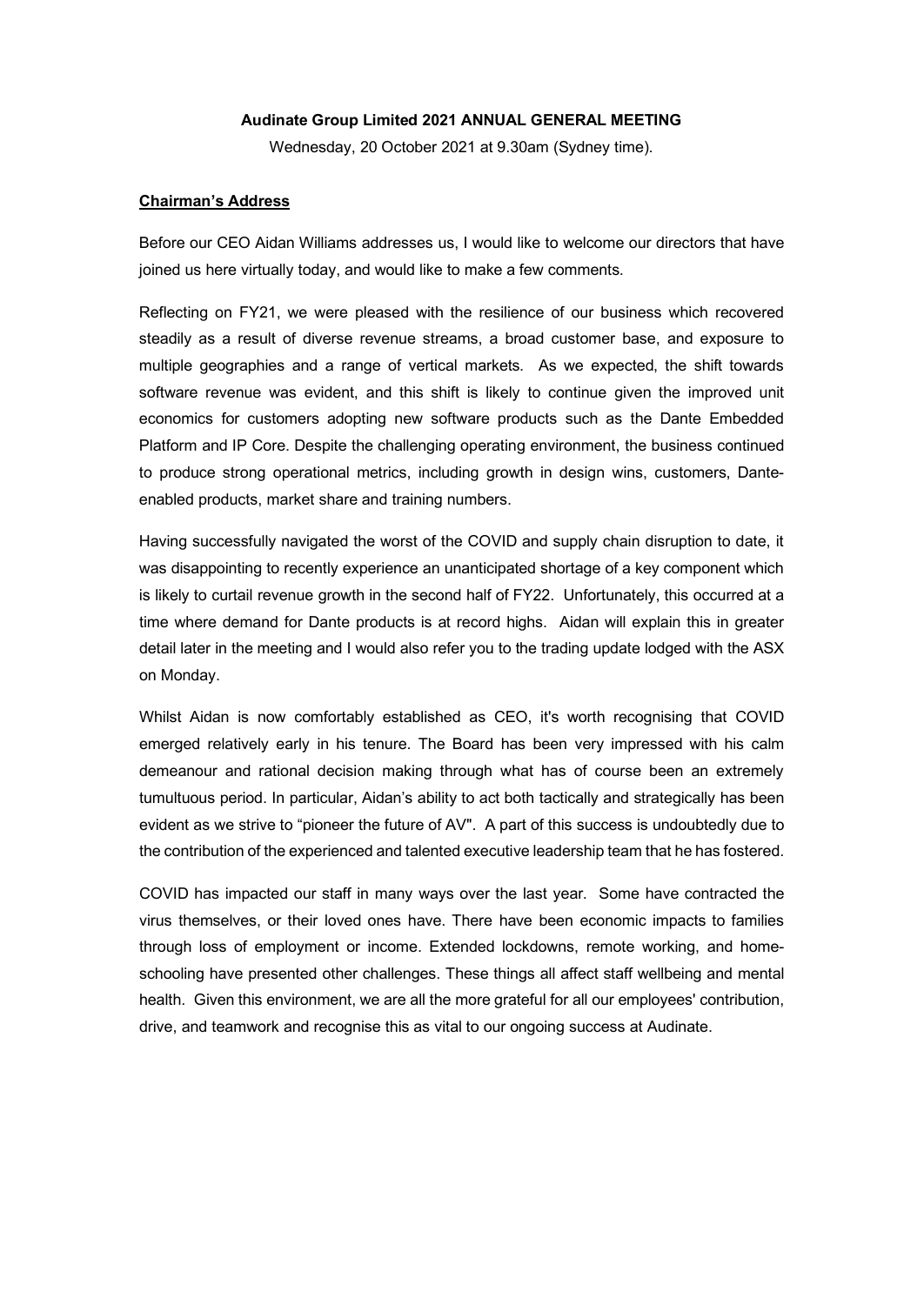**Audinate Group Limited 2021 ANNUAL GENERAL MEETING**

Wednesday, 20 October 2021 at 9.30am (Sydney time).

## Chairman's Address

Before our CEO Aidan Williams addresses us, I would like to welcome our directors that have joined us here virtually today, and would like to make a few comments.

Reflecting on FY21, we were pleased with the resilience of our business which recovered steadily as a result of diverse revenue streams, a broad customer base, and exposure to multiple geographies and a range of vertical markets. As we expected, the shift towards software revenue was evident, and this shift is likely to continue given the improved unit economics for customers adopting new software products such as the Dante Embedded Platform and IP Core. Despite the challenging operating environment, the business continued to produce strong operational metrics, including growth in design wins, customers, Dante-enabled products, market share and training numbers.

Having successfully navigated the worst of the COVID and supply chain disruption to date, it was disappointing to recently experience an unanticipated shortage of a key component which is likely to curtail revenue growth in the second half of FY22. Unfortunately, this occurred at a time where demand for Dante products is at record highs. Aidan will explain this in greater detail later in the meeting and I would also refer you to the trading update lodged with the ASX on Monday.

Whilst Aidan is now comfortably established as CEO, it's worth recognising that COVID emerged relatively early in his tenure. The Board has been very impressed with his calm demeanour and rational decision making through what has of course been an extremely tumultuous period. In particular, Aidan's ability to act both tactically and strategically has been evident as we strive to "pioneer the future of AV". A part of this success is undoubtedly due to the contribution of the experienced and talented executive leadership team that he has fostered.

COVID has impacted our staff in many ways over the last year. Some have contracted the virus themselves, or their loved ones have. There have been economic impacts to families through loss of employment or income. Extended lockdowns, remote working, and home-schooling have presented other challenges. These things all affect staff wellbeing and mental health. Given this environment, we are all the more grateful for all our employees' contribution, drive, and teamwork and recognise this as vital to our ongoing success at Audinate.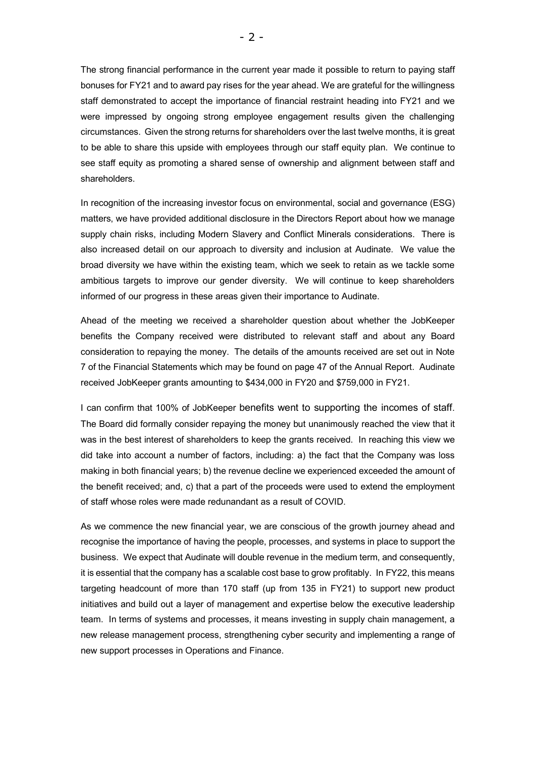The strong financial performance in the current year made it possible to return to paying staff bonuses for FY21 and to award pay rises for the year ahead. We are grateful for the willingness staff demonstrated to accept the importance of financial restraint heading into FY21 and we were impressed by ongoing strong employee engagement results given the challenging circumstances. Given the strong returns for shareholders over the last twelve months, it is great to be able to share this upside with employees through our staff equity plan. We continue to see staff equity as promoting a shared sense of ownership and alignment between staff and shareholders.

In recognition of the increasing investor focus on environmental, social and governance (ESG) matters, we have provided additional disclosure in the Directors Report about how we manage supply chain risks, including Modern Slavery and Conflict Minerals considerations. There is also increased detail on our approach to diversity and inclusion at Audinate. We value the broad diversity we have within the existing team, which we seek to retain as we tackle some ambitious targets to improve our gender diversity. We will continue to keep shareholders informed of our progress in these areas given their importance to Audinate.

Ahead of the meeting we received a shareholder question about whether the JobKeeper benefits the Company received were distributed to relevant staff and about any Board consideration to repaying the money. The details of the amounts received are set out in Note 7 of the Financial Statements which may be found on page 47 of the Annual Report. Audinate received JobKeeper grants amounting to $434,000 in FY20 and $759,000 in FY21.

I can confirm that 100% of JobKeeper benefits went to supporting the incomes of staff. The Board did formally consider repaying the money but unanimously reached the view that it was in the best interest of shareholders to keep the grants received. In reaching this view we did take into account a number of factors, including: a) the fact that the Company was loss making in both financial years; b) the revenue decline we experienced exceeded the amount of the benefit received; and, c) that a part of the proceeds were used to extend the employment of staff whose roles were made redunandant as a result of COVID.

As we commence the new financial year, we are conscious of the growth journey ahead and recognise the importance of having the people, processes, and systems in place to support the business. We expect that Audinate will double revenue in the medium term, and consequently, it is essential that the company has a scalable cost base to grow profitably. In FY22, this means targeting headcount of more than 170 staff (up from 135 in FY21) to support new product initiatives and build out a layer of management and expertise below the executive leadership team. In terms of systems and processes, it means investing in supply chain management, a new release management process, strengthening cyber security and implementing a range of new support processes in Operations and Finance.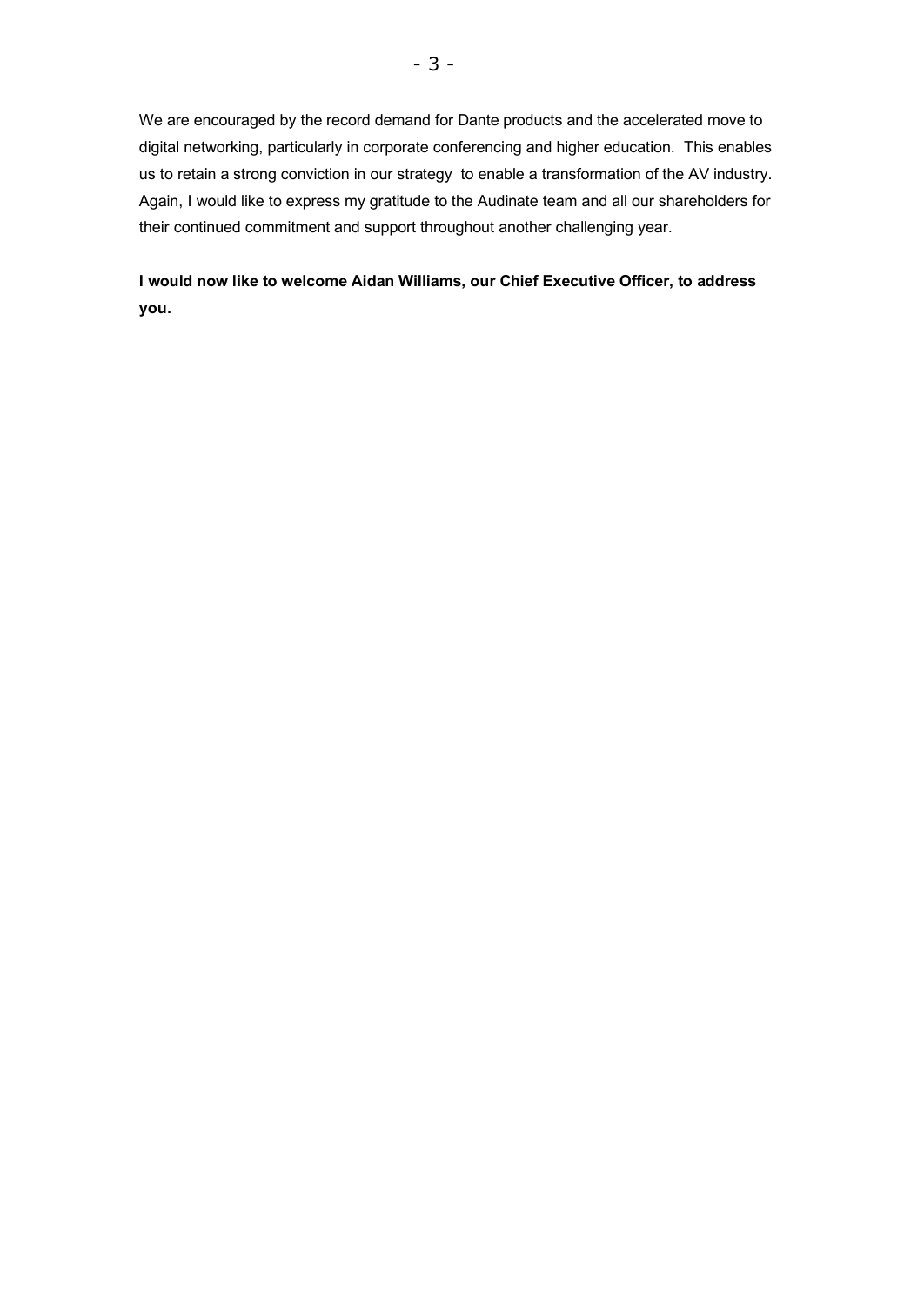We are encouraged by the record demand for Dante products and the accelerated move to digital networking, particularly in corporate conferencing and higher education. This enables us to retain a strong conviction in our strategy to enable a transformation of the AV industry. Again, I would like to express my gratitude to the Audinate team and all our shareholders for their continued commitment and support throughout another challenging year.

**I would now like to welcome Aidan Williams, our Chief Executive Officer, to address you.**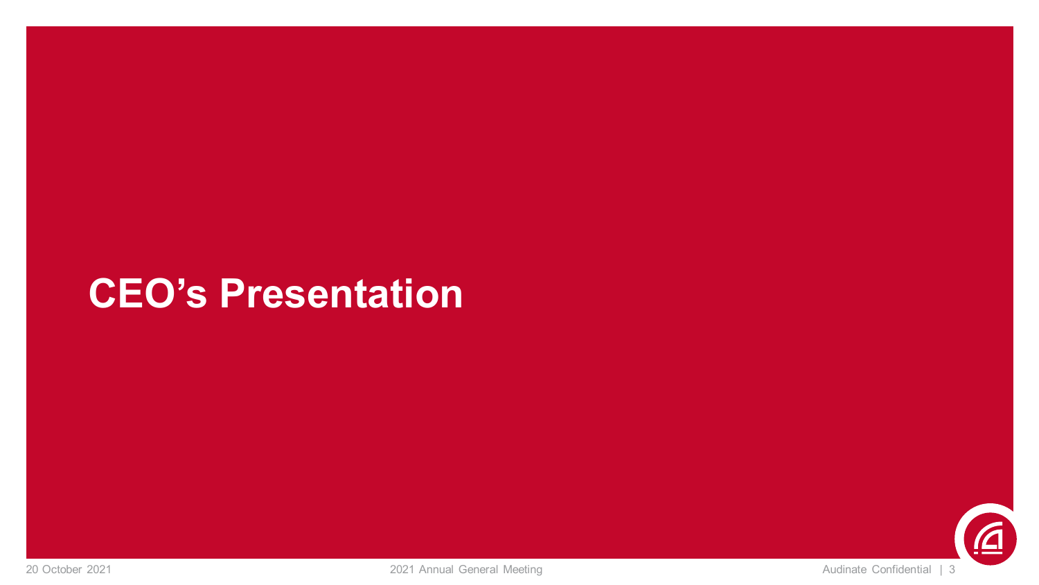# CEO's Presentation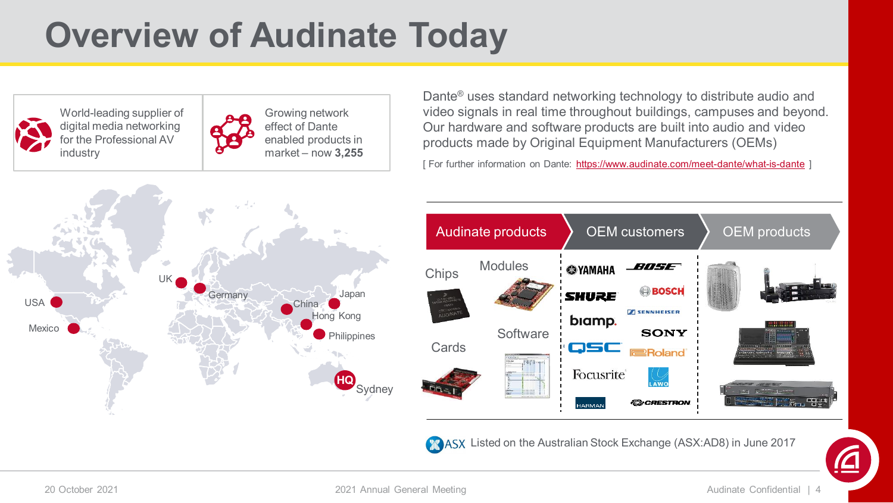# Overview of Audinate Today

World-leading supplier of digital media networking for the Professional AV industry

Growing network effect of Dante enabled products in market – now **3,255**

Dante® uses standard networking technology to distribute audio and video signals in real time throughout buildings, campuses and beyond. Our hardware and software products are built into audio and video products made by Original Equipment Manufacturers (OEMs)

[ For further information on Dante: https://www.audinate.com/meet-dante/what-is-dante ]

UK, Germany, USA, Mexico, China, Japan, Hong Kong, Philippines, HQ Sydney

| Audinate products | OEM customers | OEM products |
|---|---|---|
| Chips, Modules, Cards, Software | Yamaha, Bose, Shure, Bosch, Sennheiser, Biamp, Sony, QSC, Roland, Focusrite, Lawo, Harman, Crestron | |

Listed on the Australian Stock Exchange (ASX:AD8) in June 2017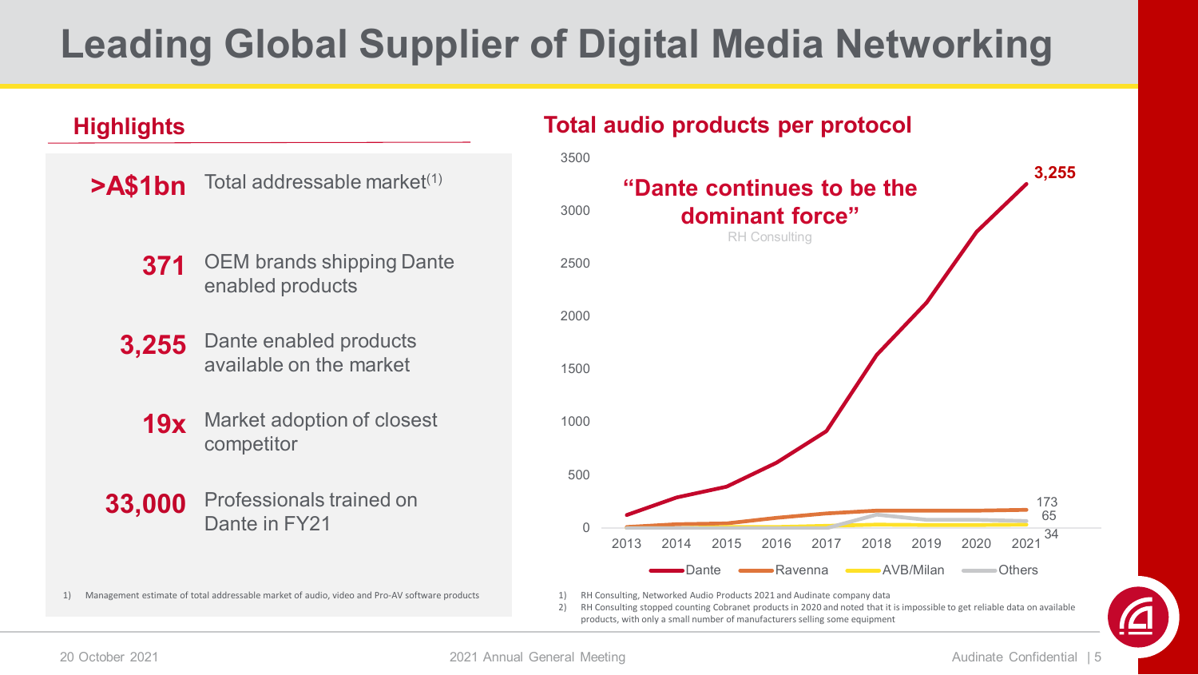# Leading Global Supplier of Digital Media Networking

## Highlights

- **>A$1bn** Total addressable market[1]
- **371** OEM brands shipping Dante enabled products
- **3,255** Dante enabled products available on the market
- **19x** Market adoption of closest competitor
- **33,000** Professionals trained on Dante in FY21

1) Management estimate of total addressable market of audio, video and Pro-AV software products

## Total audio products per protocol

**"Dante continues to be the dominant force"**
RH Consulting

| Year | Dante | Ravenna | AVB/Milan | Others |
|---|---|---|---|---|
| 2021 | 3,255 | 173 | 34 | 65 |

Legend: Dante, Ravenna, AVB/Milan, Others

1) RH Consulting, Networked Audio Products 2021 and Audinate company data
2) RH Consulting stopped counting Cobranet products in 2020 and noted that it is impossible to get reliable data on available products, with only a small number of manufacturers selling some equipment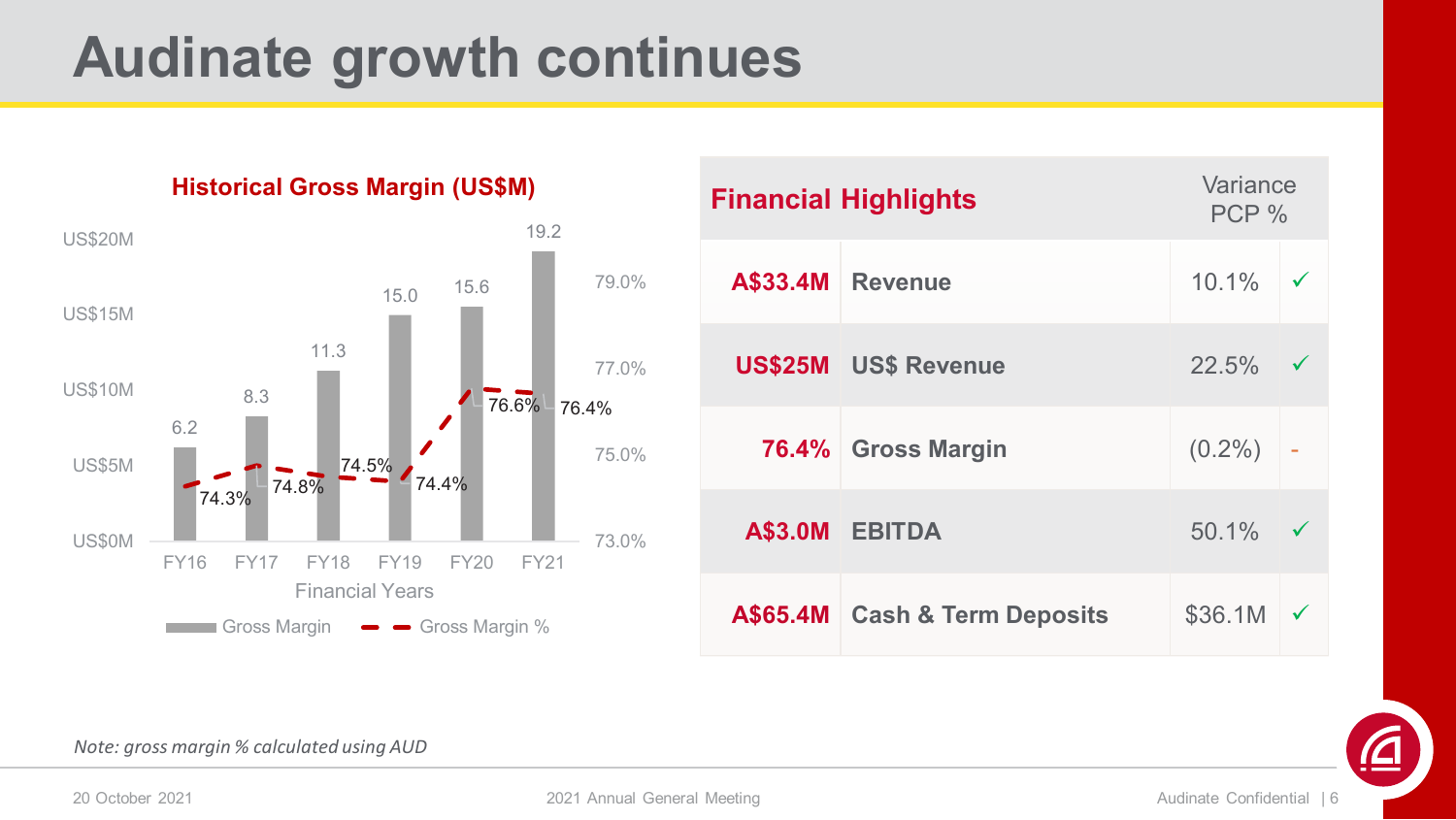# Audinate growth continues

**Historical Gross Margin (US$M)**

| Financial Years | Gross Margin (US$M) | Gross Margin % |
|---|---|---|
| FY16 | 6.2 | 74.3% |
| FY17 | 8.3 | 74.8% |
| FY18 | 11.3 | 74.5% |
| FY19 | 15.0 | 74.4% |
| FY20 | 15.6 | 76.6% |
| FY21 | 19.2 | 76.4% |

| Financial Highlights | | Variance PCP % | |
|---|---|---|---|
| A$33.4M | Revenue | 10.1% | ✓ |
| US$25M | US$ Revenue | 22.5% | ✓ |
| 76.4% | Gross Margin | (0.2%) | - |
| A$3.0M | EBITDA | 50.1% | ✓ |
| A$65.4M | Cash & Term Deposits | $36.1M | ✓ |

*Note: gross margin % calculated using AUD*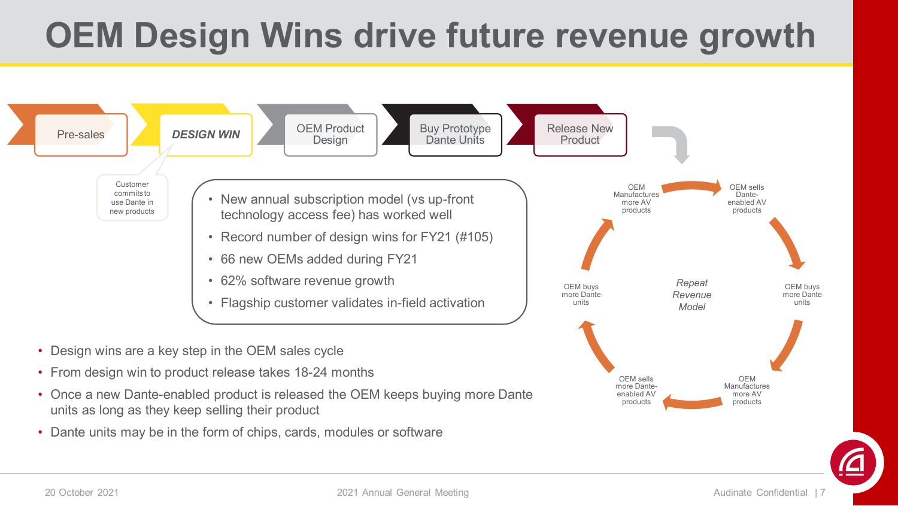# OEM Design Wins drive future revenue growth

Pre-sales → ***DESIGN WIN*** → OEM Product Design → Buy Prototype Dante Units → Release New Product

Customer commits to use Dante in new products

- New annual subscription model (vs up-front technology access fee) has worked well
- Record number of design wins for FY21 (#105)
- 66 new OEMs added during FY21
- 62% software revenue growth
- Flagship customer validates in-field activation

*Repeat Revenue Model*

OEM Manufactures more AV products → OEM sells Dante-enabled AV products → OEM buys more Dante units → OEM Manufactures more AV products → OEM sells more Dante-enabled AV products → OEM buys more Dante units

- Design wins are a key step in the OEM sales cycle
- From design win to product release takes 18-24 months
- Once a new Dante-enabled product is released the OEM keeps buying more Dante units as long as they keep selling their product
- Dante units may be in the form of chips, cards, modules or software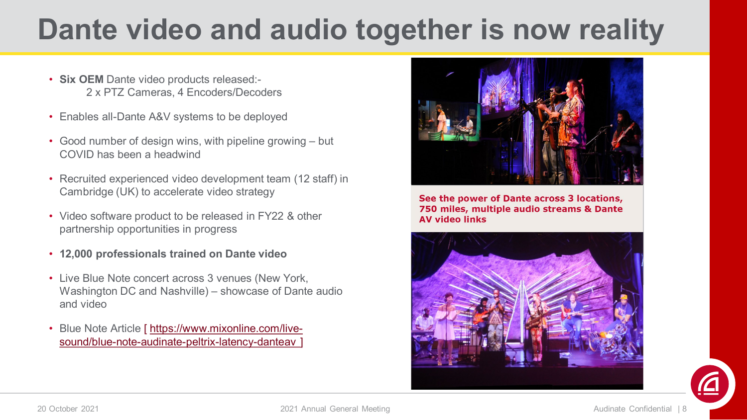# Dante video and audio together is now reality

- **Six OEM** Dante video products released:-
  2 x PTZ Cameras, 4 Encoders/Decoders
- Enables all-Dante A&V systems to be deployed
- Good number of design wins, with pipeline growing – but COVID has been a headwind
- Recruited experienced video development team (12 staff) in Cambridge (UK) to accelerate video strategy
- Video software product to be released in FY22 & other partnership opportunities in progress
- **12,000 professionals trained on Dante video**
- Live Blue Note concert across 3 venues (New York, Washington DC and Nashville) – showcase of Dante audio and video
- Blue Note Article [ https://www.mixonline.com/live-sound/blue-note-audinate-peltrix-latency-danteav ]

**See the power of Dante across 3 locations, 750 miles, multiple audio streams & Dante AV video links**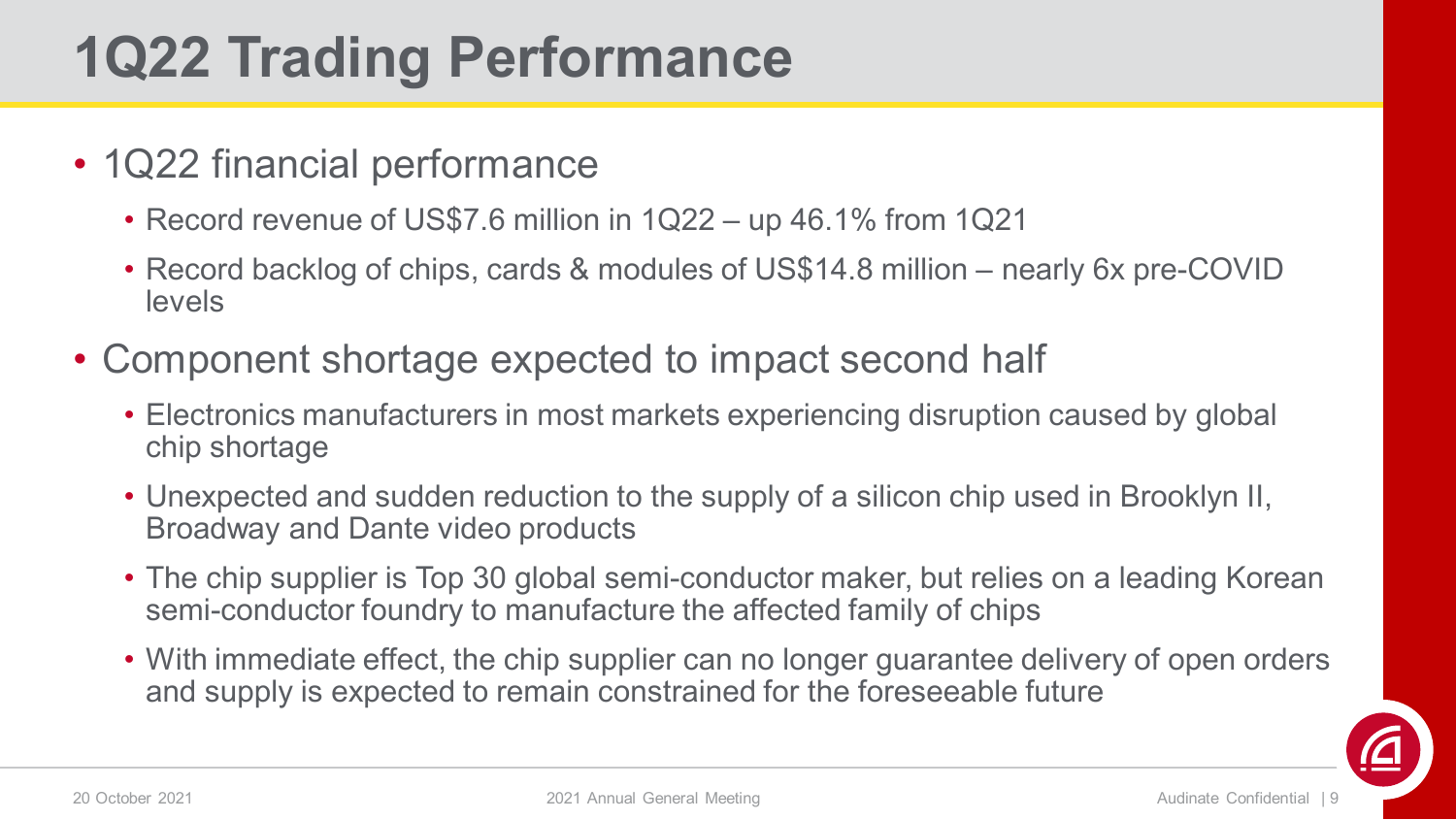# 1Q22 Trading Performance

- 1Q22 financial performance
  - Record revenue of US$7.6 million in 1Q22 – up 46.1% from 1Q21
  - Record backlog of chips, cards & modules of US$14.8 million – nearly 6x pre-COVID levels
- Component shortage expected to impact second half
  - Electronics manufacturers in most markets experiencing disruption caused by global chip shortage
  - Unexpected and sudden reduction to the supply of a silicon chip used in Brooklyn II, Broadway and Dante video products
  - The chip supplier is Top 30 global semi-conductor maker, but relies on a leading Korean semi-conductor foundry to manufacture the affected family of chips
  - With immediate effect, the chip supplier can no longer guarantee delivery of open orders and supply is expected to remain constrained for the foreseeable future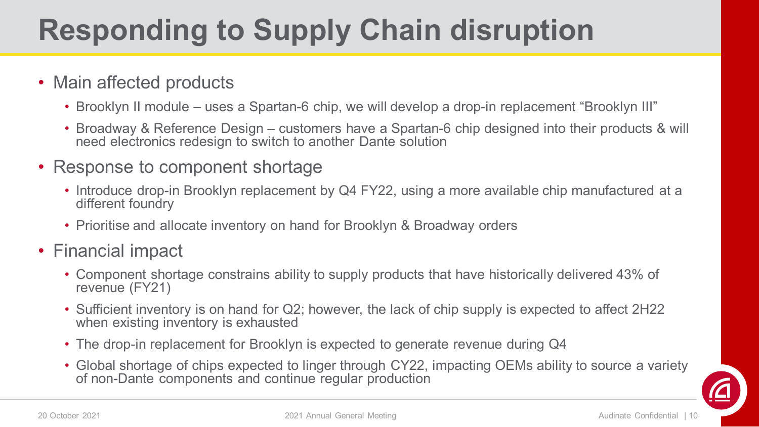# Responding to Supply Chain disruption

- Main affected products
  - Brooklyn II module – uses a Spartan-6 chip, we will develop a drop-in replacement "Brooklyn III"
  - Broadway & Reference Design – customers have a Spartan-6 chip designed into their products & will need electronics redesign to switch to another Dante solution
- Response to component shortage
  - Introduce drop-in Brooklyn replacement by Q4 FY22, using a more available chip manufactured at a different foundry
  - Prioritise and allocate inventory on hand for Brooklyn & Broadway orders
- Financial impact
  - Component shortage constrains ability to supply products that have historically delivered 43% of revenue (FY21)
  - Sufficient inventory is on hand for Q2; however, the lack of chip supply is expected to affect 2H22 when existing inventory is exhausted
  - The drop-in replacement for Brooklyn is expected to generate revenue during Q4
  - Global shortage of chips expected to linger through CY22, impacting OEMs ability to source a variety of non-Dante components and continue regular production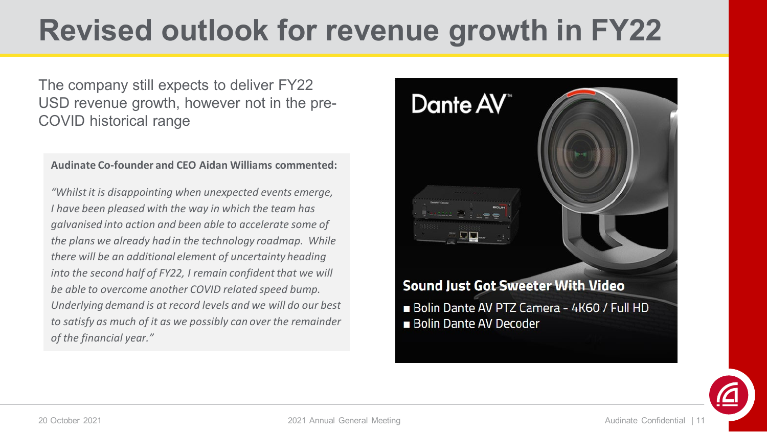# Revised outlook for revenue growth in FY22

The company still expects to deliver FY22 USD revenue growth, however not in the pre-COVID historical range

**Audinate Co-founder and CEO Aidan Williams commented:**

*"Whilst it is disappointing when unexpected events emerge, I have been pleased with the way in which the team has galvanised into action and been able to accelerate some of the plans we already had in the technology roadmap. While there will be an additional element of uncertainty heading into the second half of FY22, I remain confident that we will be able to overcome another COVID related speed bump. Underlying demand is at record levels and we will do our best to satisfy as much of it as we possibly can over the remainder of the financial year."*

Dante AV™

**Sound Just Got Sweeter With Video**

- Bolin Dante AV PTZ Camera – 4K60 / Full HD
- Bolin Dante AV Decoder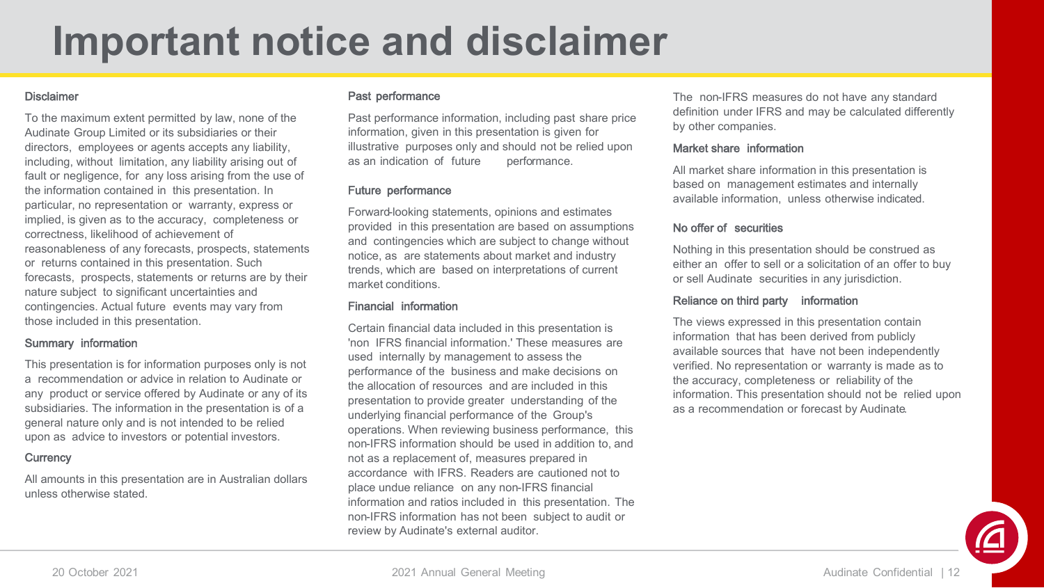# Important notice and disclaimer

### Disclaimer

To the maximum extent permitted by law, none of the Audinate Group Limited or its subsidiaries or their directors, employees or agents accepts any liability, including, without limitation, any liability arising out of fault or negligence, for any loss arising from the use of the information contained in this presentation. In particular, no representation or warranty, express or implied, is given as to the accuracy, completeness or correctness, likelihood of achievement of reasonableness of any forecasts, prospects, statements or returns contained in this presentation. Such forecasts, prospects, statements or returns are by their nature subject to significant uncertainties and contingencies. Actual future events may vary from those included in this presentation.

### Summary information

This presentation is for information purposes only is not a recommendation or advice in relation to Audinate or any product or service offered by Audinate or any of its subsidiaries. The information in the presentation is of a general nature only and is not intended to be relied upon as advice to investors or potential investors.

### Currency

All amounts in this presentation are in Australian dollars unless otherwise stated.

### Past performance

Past performance information, including past share price information, given in this presentation is given for illustrative purposes only and should not be relied upon as an indication of future performance.

### Future performance

Forward-looking statements, opinions and estimates provided in this presentation are based on assumptions and contingencies which are subject to change without notice, as are statements about market and industry trends, which are based on interpretations of current market conditions.

### Financial information

Certain financial data included in this presentation is 'non IFRS financial information.' These measures are used internally by management to assess the performance of the business and make decisions on the allocation of resources and are included in this presentation to provide greater understanding of the underlying financial performance of the Group's operations. When reviewing business performance, this non-IFRS information should be used in addition to, and not as a replacement of, measures prepared in accordance with IFRS. Readers are cautioned not to place undue reliance on any non-IFRS financial information and ratios included in this presentation. The non-IFRS information has not been subject to audit or review by Audinate's external auditor.

The non-IFRS measures do not have any standard definition under IFRS and may be calculated differently by other companies.

### Market share information

All market share information in this presentation is based on management estimates and internally available information, unless otherwise indicated.

### No offer of securities

Nothing in this presentation should be construed as either an offer to sell or a solicitation of an offer to buy or sell Audinate securities in any jurisdiction.

### Reliance on third party information

The views expressed in this presentation contain information that has been derived from publicly available sources that have not been independently verified. No representation or warranty is made as to the accuracy, completeness or reliability of the information. This presentation should not be relied upon as a recommendation or forecast by Audinate.